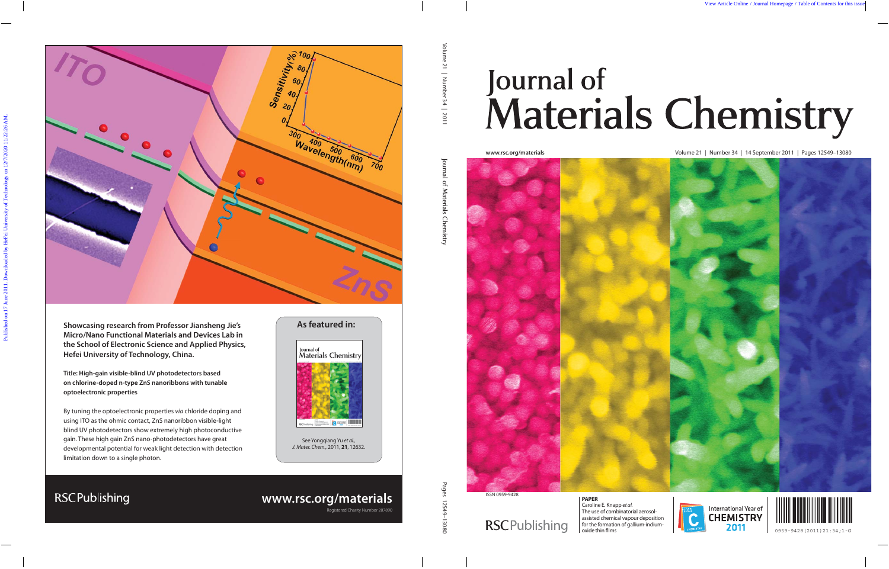Showcasing research from Professor Jiansheng Jie's Micro/Nano Functional Materials and Devices Lab in the School of Electronic Science and Applied Physics, Hefei University of Technology, China.

**Title: High-gain visible-blind UV photodetectors based on chlorine-doped n-type ZnS nanoribbons with tunable optoelectronic properties**

By tuning the optoelectronic properties *via* chloride doping and using ITO as the ohmic contact, ZnS nanoribbon visible-light blind UV photodetectors show extremely high photoconductive gain. These high gain ZnS nano-photodetectors have great developmental potential for weak light detection with detection limitation down to a single photon.

**As featured in:**

See Yongqiang Yu *et al.*, *J. Mater. Chem.*, 2011, **21**, 12632.

RSCPublishing

www.rsc.org/materials

Registered Charity Number 207890

# Journal of Materials Chemistry

www.rsc.org/materials

Volume 21 | Number 34 | 14 September 2011 | Pages 12549–13080

ISSN 0959-9428

RSCPublishing

**PAPER**
Caroline E. Knapp *et al.*
The use of combinatorial aerosol-assisted chemical vapour deposition for the formation of gallium-indium-oxide thin films

International Year of CHEMISTRY 2011

0959-9428(2011)21:34;1-G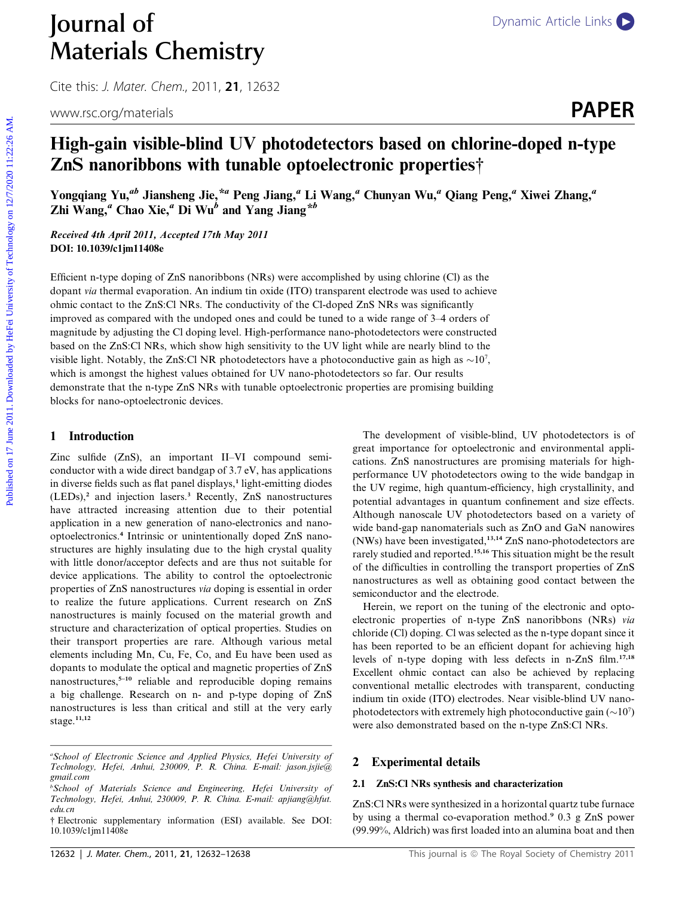# Journal of Materials Chemistry

Cite this: *J. Mater. Chem.*, 2011, **21**, 12632

www.rsc.org/materials

**PAPER**

# High-gain visible-blind UV photodetectors based on chlorine-doped n-type ZnS nanoribbons with tunable optoelectronic properties†

Yongqiang Yu,[ab] Jiansheng Jie,*[a] Peng Jiang,[a] Li Wang,[a] Chunyan Wu,[a] Qiang Peng,[a] Xiwei Zhang,[a] Zhi Wang,[a] Chao Xie,[a] Di Wu[b] and Yang Jiang*[b]

***Received 4th April 2011, Accepted 17th May 2011***
**DOI: 10.1039/c1jm11408e**

Efficient n-type doping of ZnS nanoribbons (NRs) were accomplished by using chlorine (Cl) as the dopant *via* thermal evaporation. An indium tin oxide (ITO) transparent electrode was used to achieve ohmic contact to the ZnS:Cl NRs. The conductivity of the Cl-doped ZnS NRs was significantly improved as compared with the undoped ones and could be tuned to a wide range of 3–4 orders of magnitude by adjusting the Cl doping level. High-performance nano-photodetectors were constructed based on the ZnS:Cl NRs, which show high sensitivity to the UV light while are nearly blind to the visible light. Notably, the ZnS:Cl NR photodetectors have a photoconductive gain as high as $\sim 10^7$, which is amongst the highest values obtained for UV nano-photodetectors so far. Our results demonstrate that the n-type ZnS NRs with tunable optoelectronic properties are promising building blocks for nano-optoelectronic devices.

## 1 Introduction

Zinc sulfide (ZnS), an important II–VI compound semiconductor with a wide direct bandgap of 3.7 eV, has applications in diverse fields such as flat panel displays,[1] light-emitting diodes (LEDs),[2] and injection lasers.[3] Recently, ZnS nanostructures have attracted increasing attention due to their potential application in a new generation of nano-electronics and nano-optoelectronics.[4] Intrinsic or unintentionally doped ZnS nanostructures are highly insulating due to the high crystal quality with little donor/acceptor defects and are thus not suitable for device applications. The ability to control the optoelectronic properties of ZnS nanostructures *via* doping is essential in order to realize the future applications. Current research on ZnS nanostructures is mainly focused on the material growth and structure and characterization of optical properties. Studies on their transport properties are rare. Although various metal elements including Mn, Cu, Fe, Co, and Eu have been used as dopants to modulate the optical and magnetic properties of ZnS nanostructures,[5–10] reliable and reproducible doping remains a big challenge. Research on n- and p-type doping of ZnS nanostructures is less than critical and still at the very early stage.[11,12]

The development of visible-blind, UV photodetectors is of great importance for optoelectronic and environmental applications. ZnS nanostructures are promising materials for high-performance UV photodetectors owing to the wide bandgap in the UV regime, high quantum-efficiency, high crystallinity, and potential advantages in quantum confinement and size effects. Although nanoscale UV photodetectors based on a variety of wide band-gap nanomaterials such as ZnO and GaN nanowires (NWs) have been investigated,[13,14] ZnS nano-photodetectors are rarely studied and reported.[15,16] This situation might be the result of the difficulties in controlling the transport properties of ZnS nanostructures as well as obtaining good contact between the semiconductor and the electrode.

Herein, we report on the tuning of the electronic and optoelectronic properties of n-type ZnS nanoribbons (NRs) *via* chloride (Cl) doping. Cl was selected as the n-type dopant since it has been reported to be an efficient dopant for achieving high levels of n-type doping with less defects in n-ZnS film.[17,18] Excellent ohmic contact can also be achieved by replacing conventional metallic electrodes with transparent, conducting indium tin oxide (ITO) electrodes. Near visible-blind UV nano-photodetectors with extremely high photoconductive gain ($\sim 10^7$) were also demonstrated based on the n-type ZnS:Cl NRs.

## 2 Experimental details

### 2.1 ZnS:Cl NRs synthesis and characterization

ZnS:Cl NRs were synthesized in a horizontal quartz tube furnace by using a thermal co-evaporation method.[9] 0.3 g ZnS power (99.99%, Aldrich) was first loaded into an alumina boat and then

[a] School of Electronic Science and Applied Physics, Hefei University of Technology, Hefei, Anhui, 230009, P. R. China. E-mail: jason.jsjie@gmail.com

[b] School of Materials Science and Engineering, Hefei University of Technology, Hefei, Anhui, 230009, P. R. China. E-mail: apjiang@hfut.edu.cn

† Electronic supplementary information (ESI) available. See DOI: 10.1039/c1jm11408e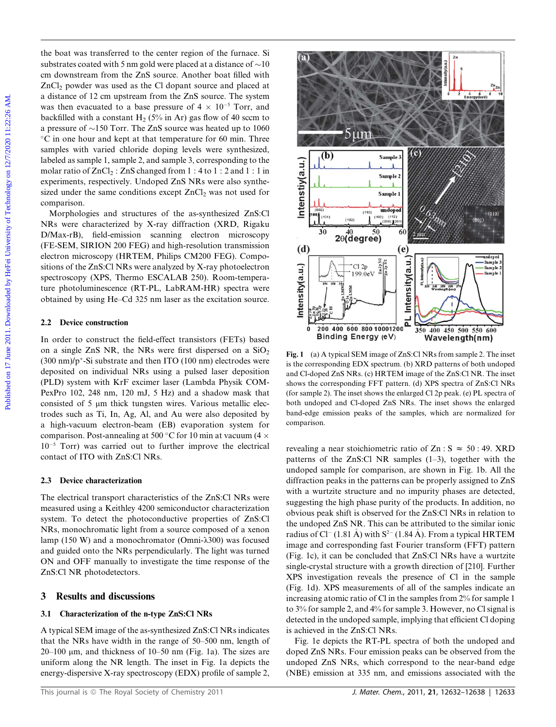the boat was transferred to the center region of the furnace. Si substrates coated with 5 nm gold were placed at a distance of ~10 cm downstream from the ZnS source. Another boat filled with $ZnCl_2$ powder was used as the Cl dopant source and placed at a distance of 12 cm upstream from the ZnS source. The system was then evacuated to a base pressure of $4 \times 10^{-5}$ Torr, and backfilled with a constant $H_2$ (5% in Ar) gas flow of 40 sccm to a pressure of ~150 Torr. The ZnS source was heated up to 1060 °C in one hour and kept at that temperature for 60 min. Three samples with varied chloride doping levels were synthesized, labeled as sample 1, sample 2, and sample 3, corresponding to the molar ratio of $ZnCl_2$ : ZnS changed from 1 : 4 to 1 : 2 and 1 : 1 in experiments, respectively. Undoped ZnS NRs were also synthesized under the same conditions except $ZnCl_2$ was not used for comparison.

Morphologies and structures of the as-synthesized ZnS:Cl NRs were characterized by X-ray diffraction (XRD, Rigaku D/Max-rB), field-emission scanning electron microscopy (FE-SEM, SIRION 200 FEG) and high-resolution transmission electron microscopy (HRTEM, Philips CM200 FEG). Compositions of the ZnS:Cl NRs were analyzed by X-ray photoelectron spectroscopy (XPS, Thermo ESCALAB 250). Room-temperature photoluminescence (RT-PL, LabRAM-HR) spectra were obtained by using He–Cd 325 nm laser as the excitation source.

### 2.2 Device construction

In order to construct the field-effect transistors (FETs) based on a single ZnS NR, the NRs were first dispersed on a $SiO_2$ (300 nm)/p$^+$-Si substrate and then ITO (100 nm) electrodes were deposited on individual NRs using a pulsed laser deposition (PLD) system with KrF excimer laser (Lambda Physik COMPexPro 102, 248 nm, 120 mJ, 5 Hz) and a shadow mask that consisted of 5 μm thick tungsten wires. Various metallic electrodes such as Ti, In, Ag, Al, and Au were also deposited by a high-vacuum electron-beam (EB) evaporation system for comparison. Post-annealing at 500 °C for 10 min at vacuum ($4 \times 10^{-5}$ Torr) was carried out to further improve the electrical contact of ITO with ZnS:Cl NRs.

### 2.3 Device characterization

The electrical transport characteristics of the ZnS:Cl NRs were measured using a Keithley 4200 semiconductor characterization system. To detect the photoconductive properties of ZnS:Cl NRs, monochromatic light from a source composed of a xenon lamp (150 W) and a monochromator (Omni-λ300) was focused and guided onto the NRs perpendicularly. The light was turned ON and OFF manually to investigate the time response of the ZnS:Cl NR photodetectors.

## 3 Results and discussions

### 3.1 Characterization of the n-type ZnS:Cl NRs

A typical SEM image of the as-synthesized ZnS:Cl NRs indicates that the NRs have width in the range of 50–500 nm, length of 20–100 μm, and thickness of 10–50 nm (Fig. 1a). The sizes are uniform along the NR length. The inset in Fig. 1a depicts the energy-dispersive X-ray spectroscopy (EDX) profile of sample 2, revealing a near stoichiometric ratio of Zn : S ≈ 50 : 49. XRD patterns of the ZnS:Cl NR samples (1–3), together with the undoped sample for comparison, are shown in Fig. 1b. All the diffraction peaks in the patterns can be properly assigned to ZnS with a wurtzite structure and no impurity phases are detected, suggesting the high phase purity of the products. In addition, no obvious peak shift is observed for the ZnS:Cl NRs in relation to the undoped ZnS NR. This can be attributed to the similar ionic radius of $Cl^-$ (1.81 Å) with $S^{2-}$ (1.84 Å). From a typical HRTEM image and corresponding fast Fourier transform (FFT) pattern (Fig. 1c), it can be concluded that ZnS:Cl NRs have a wurtzite single-crystal structure with a growth direction of [210]. Further XPS investigation reveals the presence of Cl in the sample (Fig. 1d). XPS measurements of all of the samples indicate an increasing atomic ratio of Cl in the samples from 2% for sample 1 to 3% for sample 2, and 4% for sample 3. However, no Cl signal is detected in the undoped sample, implying that efficient Cl doping is achieved in the ZnS:Cl NRs.

**Fig. 1** (a) A typical SEM image of ZnS:Cl NRs from sample 2. The inset is the corresponding EDX spectrum. (b) XRD patterns of both undoped and Cl-doped ZnS NRs. (c) HRTEM image of the ZnS:Cl NR. The inset shows the corresponding FFT pattern. (d) XPS spectra of ZnS:Cl NRs (for sample 2). The inset shows the enlarged Cl 2p peak. (e) PL spectra of both undoped and Cl-doped ZnS NRs. The inset shows the enlarged band-edge emission peaks of the samples, which are normalized for comparison.

Fig. 1e depicts the RT-PL spectra of both the undoped and doped ZnS NRs. Four emission peaks can be observed from the undoped ZnS NRs, which correspond to the near-band edge (NBE) emission at 335 nm, and emissions associated with the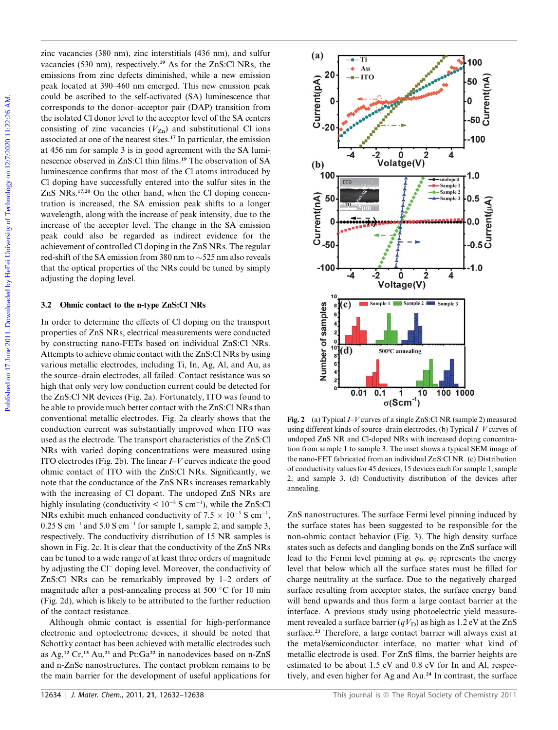zinc vacancies (380 nm), zinc interstitials (436 nm), and sulfur vacancies (530 nm), respectively.[19] As for the ZnS:Cl NRs, the emissions from zinc defects diminished, while a new emission peak located at 390–460 nm emerged. This new emission peak could be ascribed to the self-activated (SA) luminescence that corresponds to the donor–acceptor pair (DAP) transition from the isolated Cl donor level to the acceptor level of the SA centers consisting of zinc vacancies ($V_{Zn}$) and substitutional Cl ions associated at one of the nearest sites.[17] In particular, the emission at 456 nm for sample 3 is in good agreement with the SA luminescence observed in ZnS:Cl thin films.[19] The observation of SA luminescence confirms that most of the Cl atoms introduced by Cl doping have successfully entered into the sulfur sites in the ZnS NRs.[17,20] On the other hand, when the Cl doping concentration is increased, the SA emission peak shifts to a longer wavelength, along with the increase of peak intensity, due to the increase of the acceptor level. The change in the SA emission peak could also be regarded as indirect evidence for the achievement of controlled Cl doping in the ZnS NRs. The regular red-shift of the SA emission from 380 nm to ~525 nm also reveals that the optical properties of the NRs could be tuned by simply adjusting the doping level.

### 3.2 Ohmic contact to the n-type ZnS:Cl NRs

In order to determine the effects of Cl doping on the transport properties of ZnS NRs, electrical measurements were conducted by constructing nano-FETs based on individual ZnS:Cl NRs. Attempts to achieve ohmic contact with the ZnS:Cl NRs by using various metallic electrodes, including Ti, In, Ag, Al, and Au, as the source–drain electrodes, all failed. Contact resistance was so high that only very low conduction current could be detected for the ZnS:Cl NR devices (Fig. 2a). Fortunately, ITO was found to be able to provide much better contact with the ZnS:Cl NRs than conventional metallic electrodes. Fig. 2a clearly shows that the conduction current was substantially improved when ITO was used as the electrode. The transport characteristics of the ZnS:Cl NRs with varied doping concentrations were measured using ITO electrodes (Fig. 2b). The linear *I–V* curves indicate the good ohmic contact of ITO with the ZnS:Cl NRs. Significantly, we note that the conductance of the ZnS NRs increases remarkably with the increasing of Cl dopant. The undoped ZnS NRs are highly insulating (conductivity < $10^{-8}$ S cm$^{-1}$), while the ZnS:Cl NRs exhibit much enhanced conductivity of $7.5 \times 10^{-3}$ S cm$^{-1}$, 0.25 S cm$^{-1}$ and 5.0 S cm$^{-1}$ for sample 1, sample 2, and sample 3, respectively. The conductivity distribution of 15 NR samples is shown in Fig. 2c. It is clear that the conductivity of the ZnS NRs can be tuned to a wide range of at least three orders of magnitude by adjusting the $Cl^-$ doping level. Moreover, the conductivity of ZnS:Cl NRs can be remarkably improved by 1–2 orders of magnitude after a post-annealing process at 500 °C for 10 min (Fig. 2d), which is likely to be attributed to the further reduction of the contact resistance.

Although ohmic contact is essential for high-performance electronic and optoelectronic devices, it should be noted that Schottky contact has been achieved with metallic electrodes such as Ag,[12] Cr,[15] Au,[21] and Pt:Ga[22] in nanodevices based on n-ZnS and n-ZnSe nanostructures. The contact problem remains to be the main barrier for the development of useful applications for ZnS nanostructures. The surface Fermi level pinning induced by the surface states has been suggested to be responsible for the non-ohmic contact behavior (Fig. 3). The high density surface states such as defects and dangling bonds on the ZnS surface will lead to the Fermi level pinning at $\varphi_0$. $\varphi_0$ represents the energy level that below which all the surface states must be filled for charge neutrality at the surface. Due to the negatively charged surface resulting from acceptor states, the surface energy band will bend upwards and thus form a large contact barrier at the interface. A previous study using photoelectric yield measurement revealed a surface barrier ($qV_D$) as high as 1.2 eV at the ZnS surface.[23] Therefore, a large contact barrier will always exist at the metal/semiconductor interface, no matter what kind of metallic electrode is used. For ZnS films, the barrier heights are estimated to be about 1.5 eV and 0.8 eV for In and Al, respectively, and even higher for Ag and Au.[24] In contrast, the surface

**Fig. 2** (a) Typical *I–V* curves of a single ZnS:Cl NR (sample 2) measured using different kinds of source–drain electrodes. (b) Typical *I–V* curves of undoped ZnS NR and Cl-doped NRs with increased doping concentration from sample 1 to sample 3. The inset shows a typical SEM image of the nano-FET fabricated from an individual ZnS:Cl NR. (c) Distribution of conductivity values for 45 devices, 15 devices each for sample 1, sample 2, and sample 3. (d) Conductivity distribution of the devices after annealing.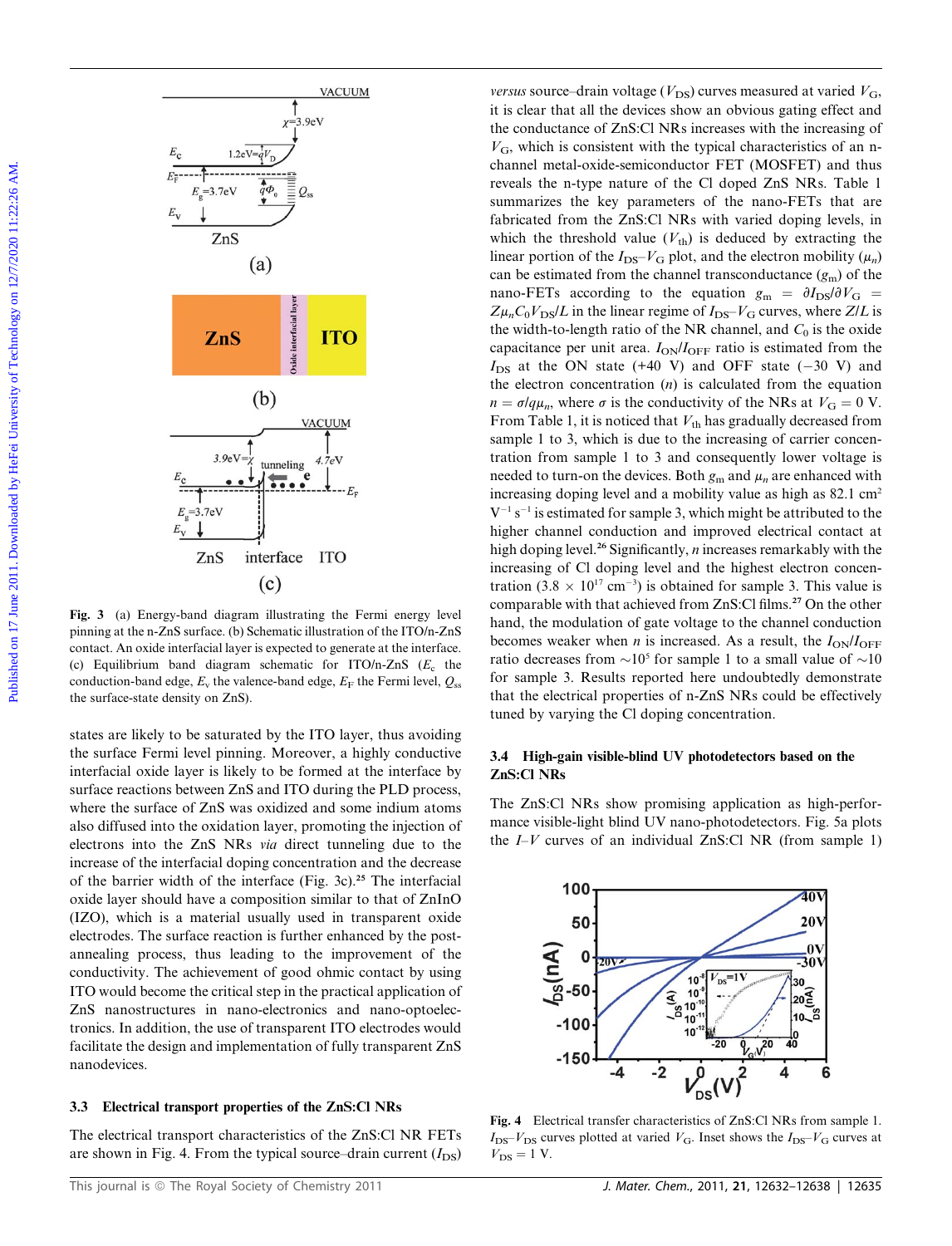Fig. 3 (a) Energy-band diagram illustrating the Fermi energy level pinning at the n-ZnS surface. (b) Schematic illustration of the ITO/n-ZnS contact. An oxide interfacial layer is expected to generate at the interface. (c) Equilibrium band diagram schematic for ITO/n-ZnS ($E_c$ the conduction-band edge, $E_v$ the valence-band edge, $E_F$ the Fermi level, $Q_{ss}$ the surface-state density on ZnS).

states are likely to be saturated by the ITO layer, thus avoiding the surface Fermi level pinning. Moreover, a highly conductive interfacial oxide layer is likely to be formed at the interface by surface reactions between ZnS and ITO during the PLD process, where the surface of ZnS was oxidized and some indium atoms also diffused into the oxidation layer, promoting the injection of electrons into the ZnS NRs *via* direct tunneling due to the increase of the interfacial doping concentration and the decrease of the barrier width of the interface (Fig. 3c).[25] The interfacial oxide layer should have a composition similar to that of ZnInO (IZO), which is a material usually used in transparent oxide electrodes. The surface reaction is further enhanced by the post-annealing process, thus leading to the improvement of the conductivity. The achievement of good ohmic contact by using ITO would become the critical step in the practical application of ZnS nanostructures in nano-electronics and nano-optoelectronics. In addition, the use of transparent ITO electrodes would facilitate the design and implementation of fully transparent ZnS nanodevices.

### 3.3 Electrical transport properties of the ZnS:Cl NRs

The electrical transport characteristics of the ZnS:Cl NR FETs are shown in Fig. 4. From the typical source–drain current ($I_{DS}$) *versus* source–drain voltage ($V_{DS}$) curves measured at varied $V_G$, it is clear that all the devices show an obvious gating effect and the conductance of ZnS:Cl NRs increases with the increasing of $V_G$, which is consistent with the typical characteristics of an n-channel metal-oxide-semiconductor FET (MOSFET) and thus reveals the n-type nature of the Cl doped ZnS NRs. Table 1 summarizes the key parameters of the nano-FETs that are fabricated from the ZnS:Cl NRs with varied doping levels, in which the threshold value ($V_{th}$) is deduced by extracting the linear portion of the $I_{DS}$–$V_G$ plot, and the electron mobility ($\mu_n$) can be estimated from the channel transconductance ($g_m$) of the nano-FETs according to the equation $g_m = \partial I_{DS}/\partial V_G = Z\mu_n C_0 V_{DS}/L$ in the linear regime of $I_{DS}$–$V_G$ curves, where $Z/L$ is the width-to-length ratio of the NR channel, and $C_0$ is the oxide capacitance per unit area. $I_{ON}/I_{OFF}$ ratio is estimated from the $I_{DS}$ at the ON state (+40 V) and OFF state (−30 V) and the electron concentration ($n$) is calculated from the equation $n = \sigma/q\mu_n$, where $\sigma$ is the conductivity of the NRs at $V_G = 0$ V. From Table 1, it is noticed that $V_{th}$ has gradually decreased from sample 1 to 3, which is due to the increasing of carrier concentration from sample 1 to 3 and consequently lower voltage is needed to turn-on the devices. Both $g_m$ and $\mu_n$ are enhanced with increasing doping level and a mobility value as high as 82.1 $cm^2$ $V^{-1}$ $s^{-1}$ is estimated for sample 3, which might be attributed to the higher channel conduction and improved electrical contact at high doping level.[26] Significantly, $n$ increases remarkably with the increasing of Cl doping level and the highest electron concentration ($3.8 \times 10^{17}$ $cm^{-3}$) is obtained for sample 3. This value is comparable with that achieved from ZnS:Cl films.[27] On the other hand, the modulation of gate voltage to the channel conduction becomes weaker when $n$ is increased. As a result, the $I_{ON}/I_{OFF}$ ratio decreases from $\sim 10^5$ for sample 1 to a small value of $\sim 10$ for sample 3. Results reported here undoubtedly demonstrate that the electrical properties of n-ZnS NRs could be effectively tuned by varying the Cl doping concentration.

### 3.4 High-gain visible-blind UV photodetectors based on the ZnS:Cl NRs

The ZnS:Cl NRs show promising application as high-performance visible-light blind UV nano-photodetectors. Fig. 5a plots the *I*–*V* curves of an individual ZnS:Cl NR (from sample 1)

Fig. 4 Electrical transfer characteristics of ZnS:Cl NRs from sample 1. $I_{DS}$–$V_{DS}$ curves plotted at varied $V_G$. Inset shows the $I_{DS}$–$V_G$ curves at $V_{DS} = 1$ V.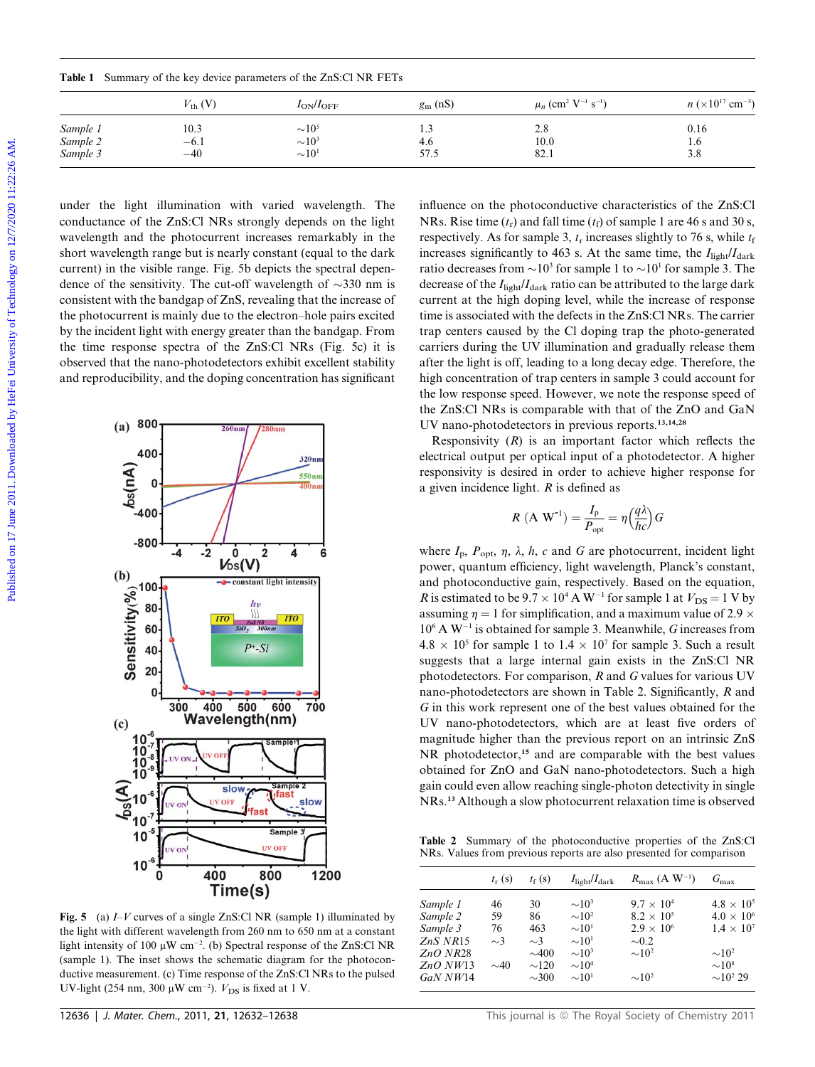**Table 1** Summary of the key device parameters of the ZnS:Cl NR FETs

| | $V_{th}$ (V) | $I_{ON}/I_{OFF}$ | $g_m$ (nS) | $\mu_n$ (cm$^2$ V$^{-1}$ s$^{-1}$) | $n$ ($\times 10^{17}$ cm$^{-3}$) |
|---|---|---|---|---|---|
| *Sample 1* | 10.3 | $\sim 10^5$ | 1.3 | 2.8 | 0.16 |
| *Sample 2* | −6.1 | $\sim 10^3$ | 4.6 | 10.0 | 1.6 |
| *Sample 3* | −40 | $\sim 10^1$ | 57.5 | 82.1 | 3.8 |

under the light illumination with varied wavelength. The conductance of the ZnS:Cl NRs strongly depends on the light wavelength and the photocurrent increases remarkably in the short wavelength range but is nearly constant (equal to the dark current) in the visible range. Fig. 5b depicts the spectral dependence of the sensitivity. The cut-off wavelength of ~330 nm is consistent with the bandgap of ZnS, revealing that the increase of the photocurrent is mainly due to the electron–hole pairs excited by the incident light with energy greater than the bandgap. From the time response spectra of the ZnS:Cl NRs (Fig. 5c) it is observed that the nano-photodetectors exhibit excellent stability and reproducibility, and the doping concentration has significant influence on the photoconductive characteristics of the ZnS:Cl NRs. Rise time ($t_r$) and fall time ($t_f$) of sample 1 are 46 s and 30 s, respectively. As for sample 3, $t_r$ increases slightly to 76 s, while $t_f$ increases significantly to 463 s. At the same time, the $I_{light}/I_{dark}$ ratio decreases from $\sim 10^3$ for sample 1 to $\sim 10^1$ for sample 3. The decrease of the $I_{light}/I_{dark}$ ratio can be attributed to the large dark current at the high doping level, while the increase of response time is associated with the defects in the ZnS:Cl NRs. The carrier trap centers caused by the Cl doping trap the photo-generated carriers during the UV illumination and gradually release them after the light is off, leading to a long decay edge. Therefore, the high concentration of trap centers in sample 3 could account for the low response speed. However, we note the response speed of the ZnS:Cl NRs is comparable with that of the ZnO and GaN UV nano-photodetectors in previous reports.[13,14,28]

**Fig. 5** (a) *I–V* curves of a single ZnS:Cl NR (sample 1) illuminated by the light with different wavelength from 260 nm to 650 nm at a constant light intensity of 100 μW cm$^{-2}$. (b) Spectral response of the ZnS:Cl NR (sample 1). The inset shows the schematic diagram for the photoconductive measurement. (c) Time response of the ZnS:Cl NRs to the pulsed UV-light (254 nm, 300 μW cm$^{-2}$). $V_{DS}$ is fixed at 1 V.

Responsivity ($R$) is an important factor which reflects the electrical output per optical input of a photodetector. A higher responsivity is desired in order to achieve higher response for a given incidence light. $R$ is defined as

$$R\ (\mathrm{A\ W^{-1}}) = \frac{I_p}{P_{opt}} = \eta\left(\frac{q\lambda}{hc}\right)G$$

where $I_p$, $P_{opt}$, $\eta$, $\lambda$, $h$, $c$ and $G$ are photocurrent, incident light power, quantum efficiency, light wavelength, Planck's constant, and photoconductive gain, respectively. Based on the equation, $R$ is estimated to be $9.7 \times 10^4$ A W$^{-1}$ for sample 1 at $V_{DS} = 1$ V by assuming $\eta = 1$ for simplification, and a maximum value of $2.9 \times 10^6$ A W$^{-1}$ is obtained for sample 3. Meanwhile, $G$ increases from $4.8 \times 10^5$ for sample 1 to $1.4 \times 10^7$ for sample 3. Such a result suggests that a large internal gain exists in the ZnS:Cl NR photodetectors. For comparison, $R$ and $G$ values for various UV nano-photodetectors are shown in Table 2. Significantly, $R$ and $G$ in this work represent one of the best values obtained for the UV nano-photodetectors, which are at least five orders of magnitude higher than the previous report on an intrinsic ZnS NR photodetector,[15] and are comparable with the best values obtained for ZnO and GaN nano-photodetectors. Such a high gain could even allow reaching single-photon detectivity in single NRs.[13] Although a slow photocurrent relaxation time is observed

**Table 2** Summary of the photoconductive properties of the ZnS:Cl NRs. Values from previous reports are also presented for comparison

| | $t_r$ (s) | $t_f$ (s) | $I_{light}/I_{dark}$ | $R_{max}$ (A W$^{-1}$) | $G_{max}$ |
|---|---|---|---|---|---|
| *Sample 1* | 46 | 30 | $\sim 10^3$ | $9.7 \times 10^4$ | $4.8 \times 10^5$ |
| *Sample 2* | 59 | 86 | $\sim 10^2$ | $8.2 \times 10^5$ | $4.0 \times 10^6$ |
| *Sample 3* | 76 | 463 | $\sim 10^1$ | $2.9 \times 10^6$ | $1.4 \times 10^7$ |
| *ZnS NR15* | ~3 | ~3 | $\sim 10^1$ | ~0.2 | |
| *ZnO NR28* | | ~400 | $\sim 10^3$ | $\sim 10^2$ | $\sim 10^2$ |
| *ZnO NW13* | ~40 | ~120 | $\sim 10^4$ | | $\sim 10^8$ |
| *GaN NW14* | | ~300 | $\sim 10^1$ | $\sim 10^2$ | $\sim 10^2$ 29 |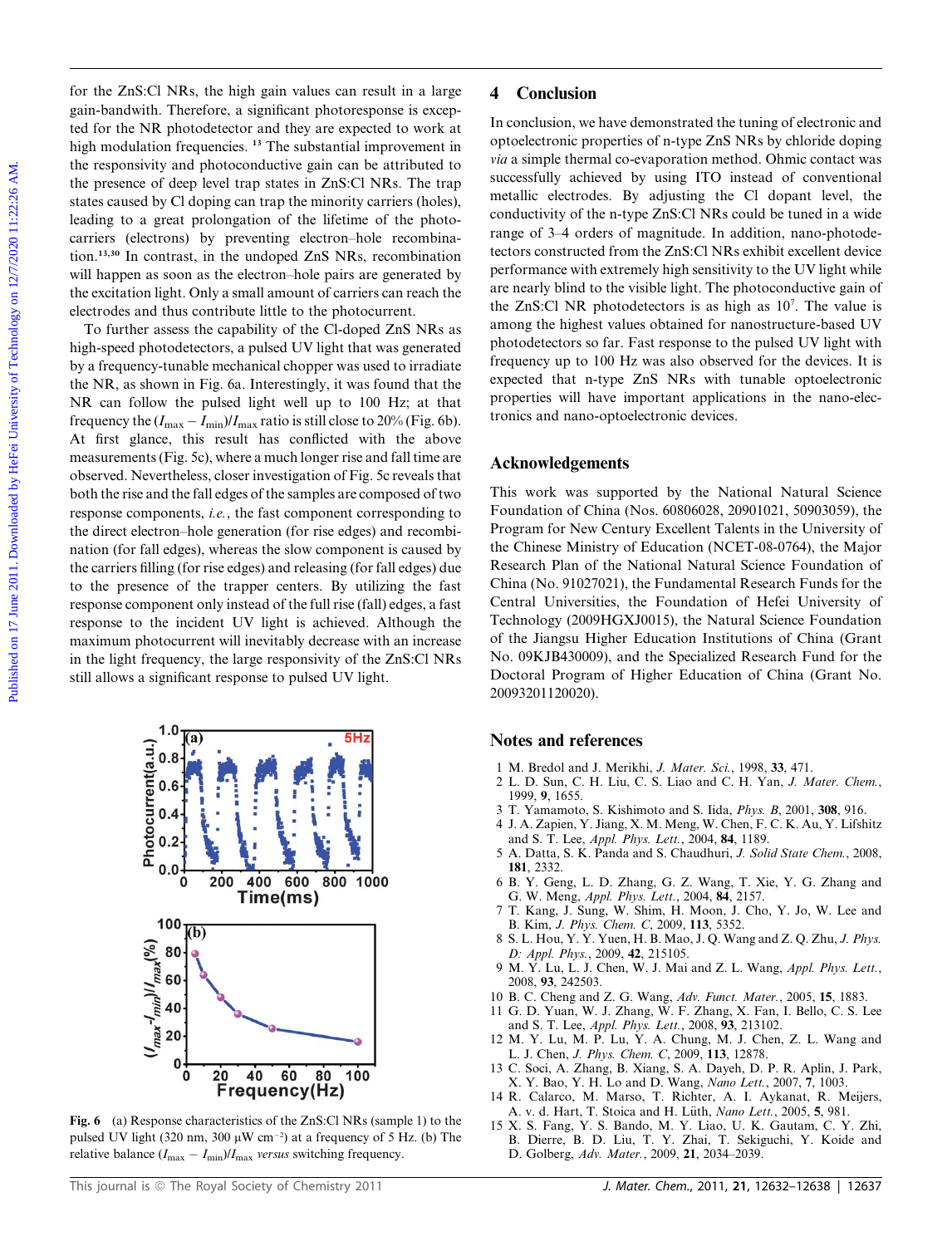for the ZnS:Cl NRs, the high gain values can result in a large gain-bandwith. Therefore, a significant photoresponse is expected for the NR photodetector and they are expected to work at high modulation frequencies.[13] The substantial improvement in the responsivity and photoconductive gain can be attributed to the presence of deep level trap states in ZnS:Cl NRs. The trap states caused by Cl doping can trap the minority carriers (holes), leading to a great prolongation of the lifetime of the photocarriers (electrons) by preventing electron–hole recombination.[13,30] In contrast, in the undoped ZnS NRs, recombination will happen as soon as the electron–hole pairs are generated by the excitation light. Only a small amount of carriers can reach the electrodes and thus contribute little to the photocurrent.

To further assess the capability of the Cl-doped ZnS NRs as high-speed photodetectors, a pulsed UV light that was generated by a frequency-tunable mechanical chopper was used to irradiate the NR, as shown in Fig. 6a. Interestingly, it was found that the NR can follow the pulsed light well up to 100 Hz; at that frequency the $(I_{max} - I_{min})/I_{max}$ ratio is still close to 20% (Fig. 6b). At first glance, this result has conflicted with the above measurements (Fig. 5c), where a much longer rise and fall time are observed. Nevertheless, closer investigation of Fig. 5c reveals that both the rise and the fall edges of the samples are composed of two response components, *i.e.*, the fast component corresponding to the direct electron–hole generation (for rise edges) and recombination (for fall edges), whereas the slow component is caused by the carriers filling (for rise edges) and releasing (for fall edges) due to the presence of the trapper centers. By utilizing the fast response component only instead of the full rise (fall) edges, a fast response to the incident UV light is achieved. Although the maximum photocurrent will inevitably decrease with an increase in the light frequency, the large responsivity of the ZnS:Cl NRs still allows a significant response to pulsed UV light.

**Fig. 6** (a) Response characteristics of the ZnS:Cl NRs (sample 1) to the pulsed UV light (320 nm, 300 μW cm$^{-2}$) at a frequency of 5 Hz. (b) The relative balance $(I_{max} - I_{min})/I_{max}$ *versus* switching frequency.

## 4 Conclusion

In conclusion, we have demonstrated the tuning of electronic and optoelectronic properties of n-type ZnS NRs by chloride doping *via* a simple thermal co-evaporation method. Ohmic contact was successfully achieved by using ITO instead of conventional metallic electrodes. By adjusting the Cl dopant level, the conductivity of the n-type ZnS:Cl NRs could be tuned in a wide range of 3–4 orders of magnitude. In addition, nano-photodetectors constructed from the ZnS:Cl NRs exhibit excellent device performance with extremely high sensitivity to the UV light while are nearly blind to the visible light. The photoconductive gain of the ZnS:Cl NR photodetectors is as high as $10^7$. The value is among the highest values obtained for nanostructure-based UV photodetectors so far. Fast response to the pulsed UV light with frequency up to 100 Hz was also observed for the devices. It is expected that n-type ZnS NRs with tunable optoelectronic properties will have important applications in the nano-electronics and nano-optoelectronic devices.

## Acknowledgements

This work was supported by the National Natural Science Foundation of China (Nos. 60806028, 20901021, 50903059), the Program for New Century Excellent Talents in the University of the Chinese Ministry of Education (NCET-08-0764), the Major Research Plan of the National Natural Science Foundation of China (No. 91027021), the Fundamental Research Funds for the Central Universities, the Foundation of Hefei University of Technology (2009HGXJ0015), the Natural Science Foundation of the Jiangsu Higher Education Institutions of China (Grant No. 09KJB430009), and the Specialized Research Fund for the Doctoral Program of Higher Education of China (Grant No. 20093201120020).

## Notes and references

1 M. Bredol and J. Merikhi, *J. Mater. Sci.*, 1998, **33**, 471.
2 L. D. Sun, C. H. Liu, C. S. Liao and C. H. Yan, *J. Mater. Chem.*, 1999, **9**, 1655.
3 T. Yamamoto, S. Kishimoto and S. Iida, *Phys. B*, 2001, **308**, 916.
4 J. A. Zapien, Y. Jiang, X. M. Meng, W. Chen, F. C. K. Au, Y. Lifshitz and S. T. Lee, *Appl. Phys. Lett.*, 2004, **84**, 1189.
5 A. Datta, S. K. Panda and S. Chaudhuri, *J. Solid State Chem.*, 2008, **181**, 2332.
6 B. Y. Geng, L. D. Zhang, G. Z. Wang, T. Xie, Y. G. Zhang and G. W. Meng, *Appl. Phys. Lett.*, 2004, **84**, 2157.
7 T. Kang, J. Sung, W. Shim, H. Moon, J. Cho, Y. Jo, W. Lee and B. Kim, *J. Phys. Chem. C*, 2009, **113**, 5352.
8 S. L. Hou, Y. Y. Yuen, H. B. Mao, J. Q. Wang and Z. Q. Zhu, *J. Phys. D: Appl. Phys.*, 2009, **42**, 215105.
9 M. Y. Lu, L. J. Chen, W. J. Mai and Z. L. Wang, *Appl. Phys. Lett.*, 2008, **93**, 242503.
10 B. C. Cheng and Z. G. Wang, *Adv. Funct. Mater.*, 2005, **15**, 1883.
11 G. D. Yuan, W. J. Zhang, W. F. Zhang, X. Fan, I. Bello, C. S. Lee and S. T. Lee, *Appl. Phys. Lett.*, 2008, **93**, 213102.
12 M. Y. Lu, M. P. Lu, Y. A. Chung, M. J. Chen, Z. L. Wang and L. J. Chen, *J. Phys. Chem. C*, 2009, **113**, 12878.
13 C. Soci, A. Zhang, B. Xiang, S. A. Dayeh, D. P. R. Aplin, J. Park, X. Y. Bao, Y. H. Lo and D. Wang, *Nano Lett.*, 2007, **7**, 1003.
14 R. Calarco, M. Marso, T. Richter, A. I. Aykanat, R. Meijers, A. v. d. Hart, T. Stoica and H. Lüth, *Nano Lett.*, 2005, **5**, 981.
15 X. S. Fang, Y. S. Bando, M. Y. Liao, U. K. Gautam, C. Y. Zhi, B. Dierre, B. D. Liu, T. Y. Zhai, T. Sekiguchi, Y. Koide and D. Golberg, *Adv. Mater.*, 2009, **21**, 2034–2039.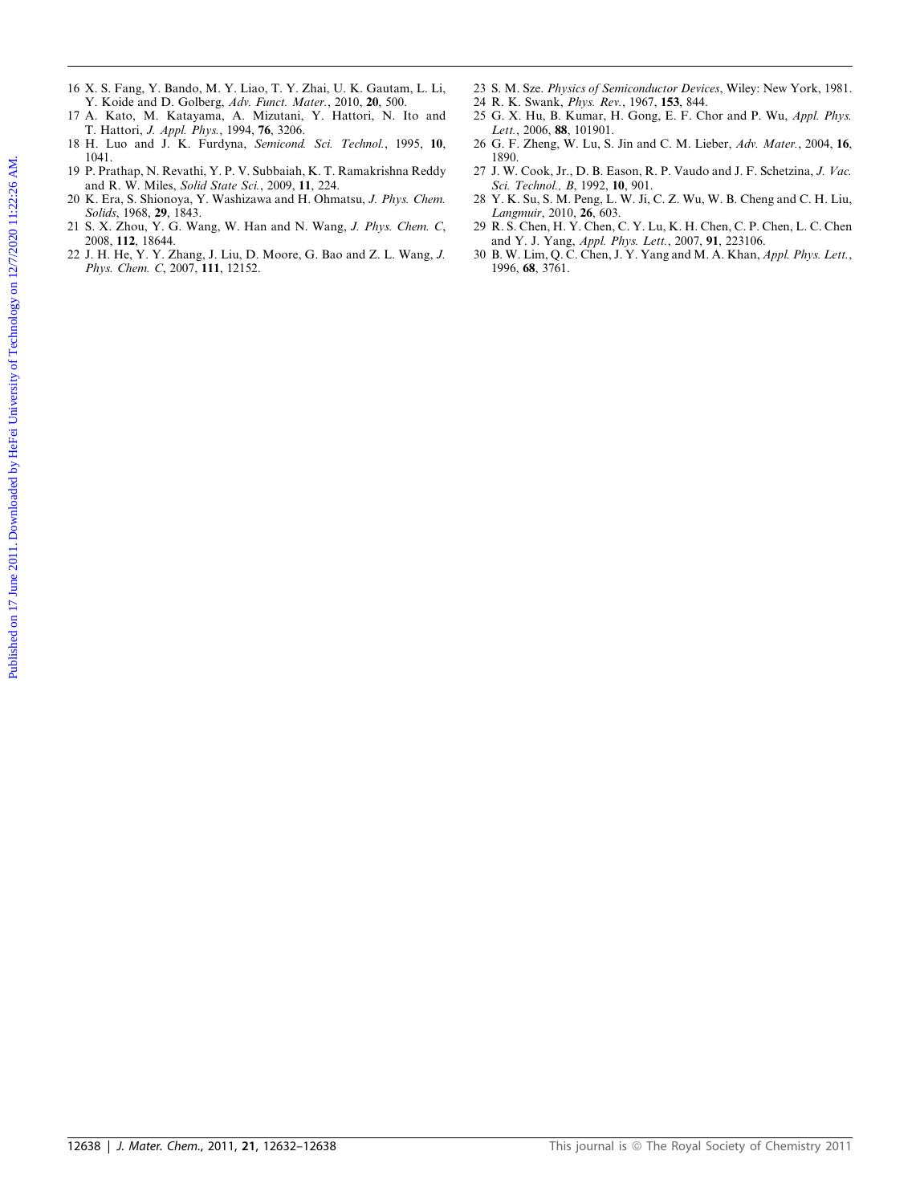16 X. S. Fang, Y. Bando, M. Y. Liao, T. Y. Zhai, U. K. Gautam, L. Li, Y. Koide and D. Golberg, *Adv. Funct. Mater.*, 2010, **20**, 500.
17 A. Kato, M. Katayama, A. Mizutani, Y. Hattori, N. Ito and T. Hattori, *J. Appl. Phys.*, 1994, **76**, 3206.
18 H. Luo and J. K. Furdyna, *Semicond. Sci. Technol.*, 1995, **10**, 1041.
19 P. Prathap, N. Revathi, Y. P. V. Subbaiah, K. T. Ramakrishna Reddy and R. W. Miles, *Solid State Sci.*, 2009, **11**, 224.
20 K. Era, S. Shionoya, Y. Washizawa and H. Ohmatsu, *J. Phys. Chem. Solids*, 1968, **29**, 1843.
21 S. X. Zhou, Y. G. Wang, W. Han and N. Wang, *J. Phys. Chem. C*, 2008, **112**, 18644.
22 J. H. He, Y. Y. Zhang, J. Liu, D. Moore, G. Bao and Z. L. Wang, *J. Phys. Chem. C*, 2007, **111**, 12152.
23 S. M. Sze. *Physics of Semiconductor Devices*, Wiley: New York, 1981.
24 R. K. Swank, *Phys. Rev.*, 1967, **153**, 844.
25 G. X. Hu, B. Kumar, H. Gong, E. F. Chor and P. Wu, *Appl. Phys. Lett.*, 2006, **88**, 101901.
26 G. F. Zheng, W. Lu, S. Jin and C. M. Lieber, *Adv. Mater.*, 2004, **16**, 1890.
27 J. W. Cook, Jr., D. B. Eason, R. P. Vaudo and J. F. Schetzina, *J. Vac. Sci. Technol., B*, 1992, **10**, 901.
28 Y. K. Su, S. M. Peng, L. W. Ji, C. Z. Wu, W. B. Cheng and C. H. Liu, *Langmuir*, 2010, **26**, 603.
29 R. S. Chen, H. Y. Chen, C. Y. Lu, K. H. Chen, C. P. Chen, L. C. Chen and Y. J. Yang, *Appl. Phys. Lett.*, 2007, **91**, 223106.
30 B. W. Lim, Q. C. Chen, J. Y. Yang and M. A. Khan, *Appl. Phys. Lett.*, 1996, **68**, 3761.